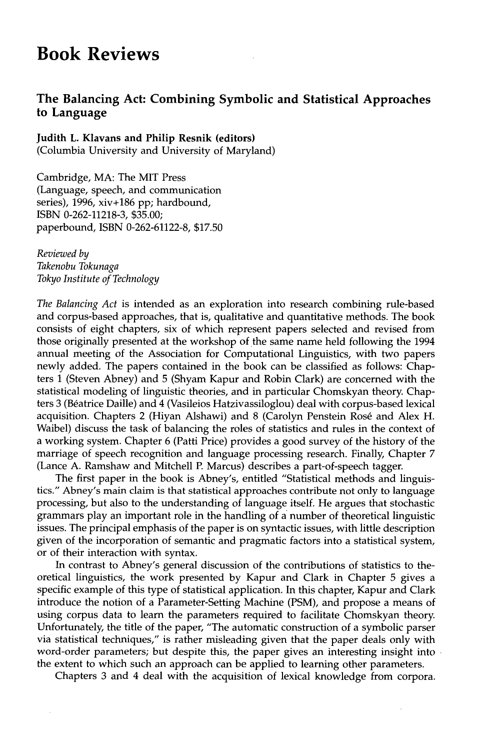# Book Reviews

## The Balancing Act: Combining Symbolic and Statistical Approaches to Language

**Judith L. Klavans and Philip Resnik (editors)**
(Columbia University and University of Maryland)

Cambridge, MA: The MIT Press
(Language, speech, and communication series), 1996, xiv+186 pp; hardbound, ISBN 0-262-11218-3, $35.00;
paperbound, ISBN 0-262-61122-8, $17.50

*Reviewed by*
*Takenobu Tokunaga*
*Tokyo Institute of Technology*

*The Balancing Act* is intended as an exploration into research combining rule-based and corpus-based approaches, that is, qualitative and quantitative methods. The book consists of eight chapters, six of which represent papers selected and revised from those originally presented at the workshop of the same name held following the 1994 annual meeting of the Association for Computational Linguistics, with two papers newly added. The papers contained in the book can be classified as follows: Chapters 1 (Steven Abney) and 5 (Shyam Kapur and Robin Clark) are concerned with the statistical modeling of linguistic theories, and in particular Chomskyan theory. Chapters 3 (Béatrice Daille) and 4 (Vasileios Hatzivassiloglou) deal with corpus-based lexical acquisition. Chapters 2 (Hiyan Alshawi) and 8 (Carolyn Penstein Rosé and Alex H. Waibel) discuss the task of balancing the roles of statistics and rules in the context of a working system. Chapter 6 (Patti Price) provides a good survey of the history of the marriage of speech recognition and language processing research. Finally, Chapter 7 (Lance A. Ramshaw and Mitchell P. Marcus) describes a part-of-speech tagger.

The first paper in the book is Abney's, entitled "Statistical methods and linguistics." Abney's main claim is that statistical approaches contribute not only to language processing, but also to the understanding of language itself. He argues that stochastic grammars play an important role in the handling of a number of theoretical linguistic issues. The principal emphasis of the paper is on syntactic issues, with little description given of the incorporation of semantic and pragmatic factors into a statistical system, or of their interaction with syntax.

In contrast to Abney's general discussion of the contributions of statistics to theoretical linguistics, the work presented by Kapur and Clark in Chapter 5 gives a specific example of this type of statistical application. In this chapter, Kapur and Clark introduce the notion of a Parameter-Setting Machine (PSM), and propose a means of using corpus data to learn the parameters required to facilitate Chomskyan theory. Unfortunately, the title of the paper, "The automatic construction of a symbolic parser via statistical techniques," is rather misleading given that the paper deals only with word-order parameters; but despite this, the paper gives an interesting insight into the extent to which such an approach can be applied to learning other parameters.

Chapters 3 and 4 deal with the acquisition of lexical knowledge from corpora.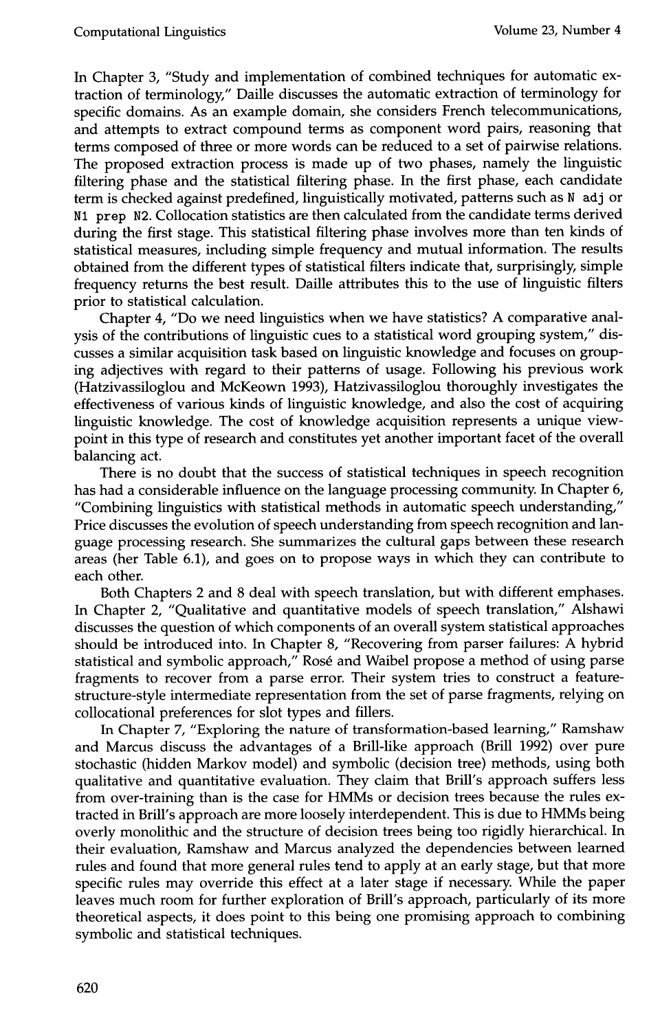In Chapter 3, "Study and implementation of combined techniques for automatic extraction of terminology," Daille discusses the automatic extraction of terminology for specific domains. As an example domain, she considers French telecommunications, and attempts to extract compound terms as component word pairs, reasoning that terms composed of three or more words can be reduced to a set of pairwise relations. The proposed extraction process is made up of two phases, namely the linguistic filtering phase and the statistical filtering phase. In the first phase, each candidate term is checked against predefined, linguistically motivated, patterns such as `N adj` or `N1 prep N2`. Collocation statistics are then calculated from the candidate terms derived during the first stage. This statistical filtering phase involves more than ten kinds of statistical measures, including simple frequency and mutual information. The results obtained from the different types of statistical filters indicate that, surprisingly, simple frequency returns the best result. Daille attributes this to the use of linguistic filters prior to statistical calculation.

Chapter 4, "Do we need linguistics when we have statistics? A comparative analysis of the contributions of linguistic cues to a statistical word grouping system," discusses a similar acquisition task based on linguistic knowledge and focuses on grouping adjectives with regard to their patterns of usage. Following his previous work (Hatzivassiloglou and McKeown 1993), Hatzivassiloglou thoroughly investigates the effectiveness of various kinds of linguistic knowledge, and also the cost of acquiring linguistic knowledge. The cost of knowledge acquisition represents a unique viewpoint in this type of research and constitutes yet another important facet of the overall balancing act.

There is no doubt that the success of statistical techniques in speech recognition has had a considerable influence on the language processing community. In Chapter 6, "Combining linguistics with statistical methods in automatic speech understanding," Price discusses the evolution of speech understanding from speech recognition and language processing research. She summarizes the cultural gaps between these research areas (her Table 6.1), and goes on to propose ways in which they can contribute to each other.

Both Chapters 2 and 8 deal with speech translation, but with different emphases. In Chapter 2, "Qualitative and quantitative models of speech translation," Alshawi discusses the question of which components of an overall system statistical approaches should be introduced into. In Chapter 8, "Recovering from parser failures: A hybrid statistical and symbolic approach," Rosé and Waibel propose a method of using parse fragments to recover from a parse error. Their system tries to construct a feature-structure-style intermediate representation from the set of parse fragments, relying on collocational preferences for slot types and fillers.

In Chapter 7, "Exploring the nature of transformation-based learning," Ramshaw and Marcus discuss the advantages of a Brill-like approach (Brill 1992) over pure stochastic (hidden Markov model) and symbolic (decision tree) methods, using both qualitative and quantitative evaluation. They claim that Brill's approach suffers less from over-training than is the case for HMMs or decision trees because the rules extracted in Brill's approach are more loosely interdependent. This is due to HMMs being overly monolithic and the structure of decision trees being too rigidly hierarchical. In their evaluation, Ramshaw and Marcus analyzed the dependencies between learned rules and found that more general rules tend to apply at an early stage, but that more specific rules may override this effect at a later stage if necessary. While the paper leaves much room for further exploration of Brill's approach, particularly of its more theoretical aspects, it does point to this being one promising approach to combining symbolic and statistical techniques.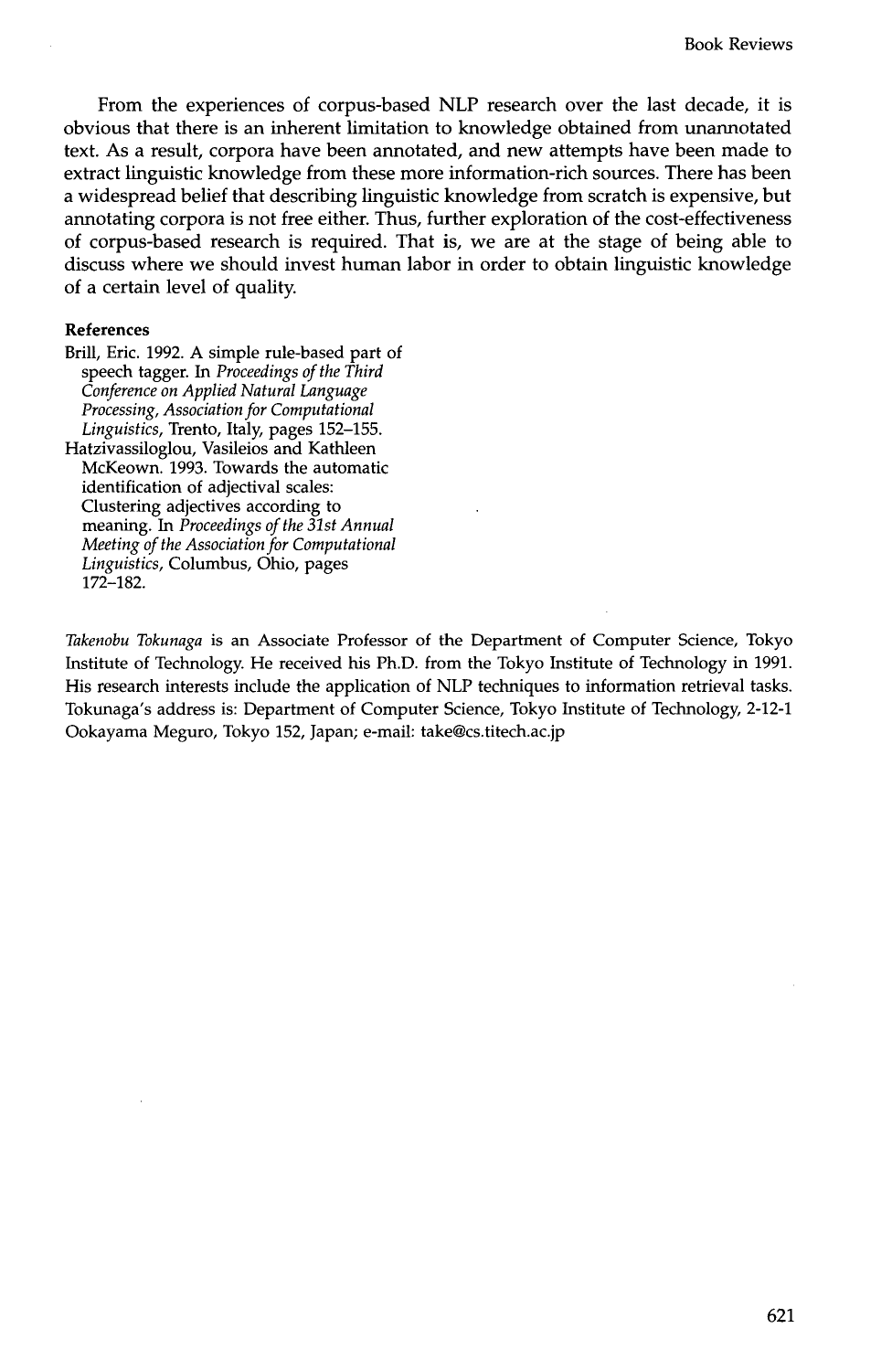From the experiences of corpus-based NLP research over the last decade, it is obvious that there is an inherent limitation to knowledge obtained from unannotated text. As a result, corpora have been annotated, and new attempts have been made to extract linguistic knowledge from these more information-rich sources. There has been a widespread belief that describing linguistic knowledge from scratch is expensive, but annotating corpora is not free either. Thus, further exploration of the cost-effectiveness of corpus-based research is required. That is, we are at the stage of being able to discuss where we should invest human labor in order to obtain linguistic knowledge of a certain level of quality.

### References

Brill, Eric. 1992. A simple rule-based part of speech tagger. In *Proceedings of the Third Conference on Applied Natural Language Processing, Association for Computational Linguistics*, Trento, Italy, pages 152–155.

Hatzivassiloglou, Vasileios and Kathleen McKeown. 1993. Towards the automatic identification of adjectival scales: Clustering adjectives according to meaning. In *Proceedings of the 31st Annual Meeting of the Association for Computational Linguistics*, Columbus, Ohio, pages 172–182.

*Takenobu Tokunaga* is an Associate Professor of the Department of Computer Science, Tokyo Institute of Technology. He received his Ph.D. from the Tokyo Institute of Technology in 1991. His research interests include the application of NLP techniques to information retrieval tasks. Tokunaga's address is: Department of Computer Science, Tokyo Institute of Technology, 2-12-1 Ookayama Meguro, Tokyo 152, Japan; e-mail: take@cs.titech.ac.jp